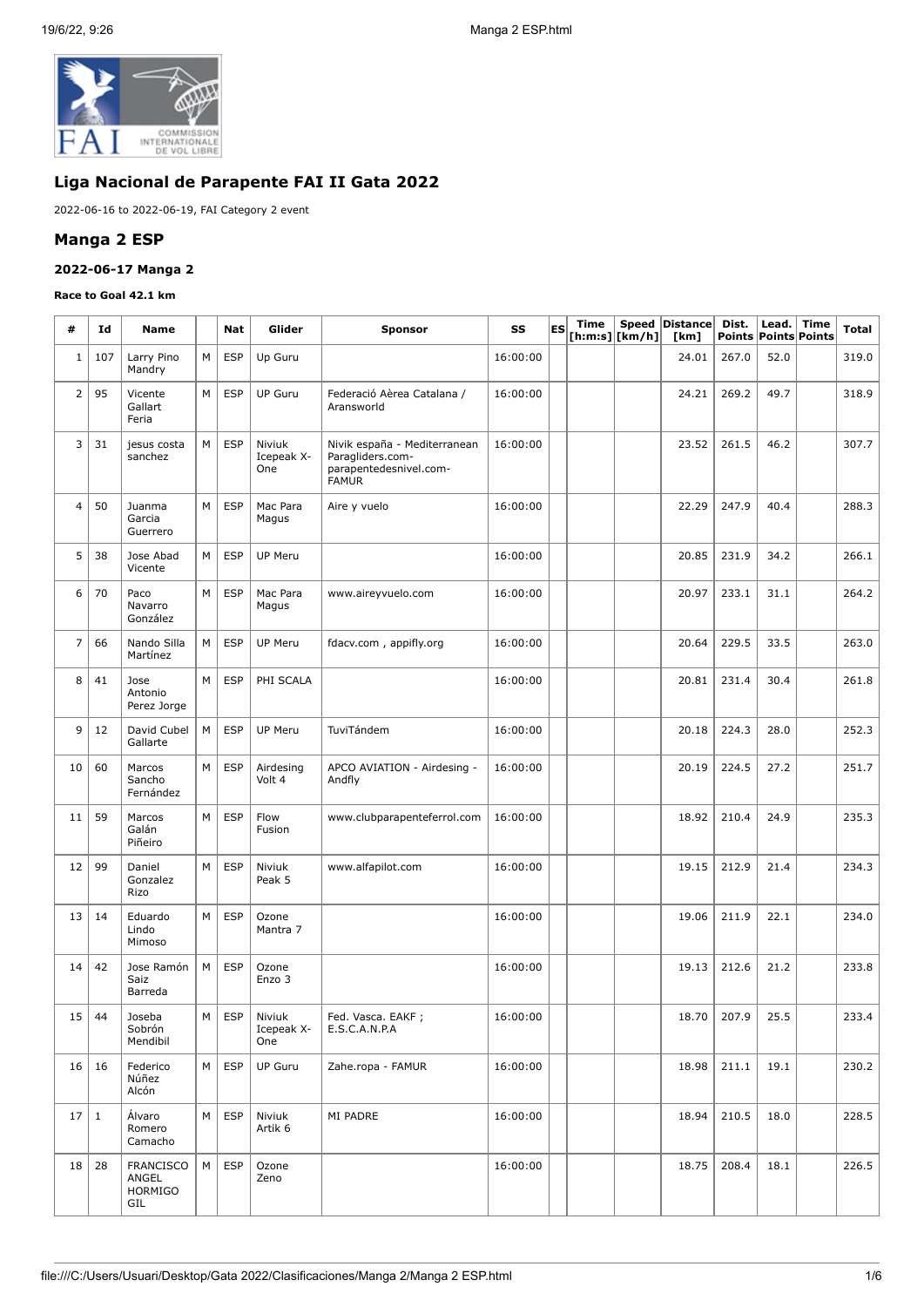## Liga Nacional de Parapente FAI II Gata 2022

2022-06-16 to 2022-06-19, FAI Category 2 event

## Manga 2 ESP

### 2022-06-17 Manga 2

**Race to Goal 42.1 km**

| # | Id | Name | | Nat | Glider | Sponsor | SS | ES | Time [h:m:s] | Speed [km/h] | Distance [km] | Dist. Points | Lead. Points | Time Points | Total |
|---|---|---|---|---|---|---|---|---|---|---|---|---|---|---|---|
| 1 | 107 | Larry Pino Mandry | M | ESP | Up Guru | | 16:00:00 | | | | 24.01 | 267.0 | 52.0 | | 319.0 |
| 2 | 95 | Vicente Gallart Feria | M | ESP | UP Guru | Federació Aèrea Catalana / Aransworld | 16:00:00 | | | | 24.21 | 269.2 | 49.7 | | 318.9 |
| 3 | 31 | jesus costa sanchez | M | ESP | Niviuk Icepeak X-One | Nivik españa - Mediterranean Paragliders.com- parapentedesnivel.com- FAMUR | 16:00:00 | | | | 23.52 | 261.5 | 46.2 | | 307.7 |
| 4 | 50 | Juanma Garcia Guerrero | M | ESP | Mac Para Magus | Aire y vuelo | 16:00:00 | | | | 22.29 | 247.9 | 40.4 | | 288.3 |
| 5 | 38 | Jose Abad Vicente | M | ESP | UP Meru | | 16:00:00 | | | | 20.85 | 231.9 | 34.2 | | 266.1 |
| 6 | 70 | Paco Navarro González | M | ESP | Mac Para Magus | www.aireyvuelo.com | 16:00:00 | | | | 20.97 | 233.1 | 31.1 | | 264.2 |
| 7 | 66 | Nando Silla Martínez | M | ESP | UP Meru | fdacv.com , appifly.org | 16:00:00 | | | | 20.64 | 229.5 | 33.5 | | 263.0 |
| 8 | 41 | Jose Antonio Perez Jorge | M | ESP | PHI SCALA | | 16:00:00 | | | | 20.81 | 231.4 | 30.4 | | 261.8 |
| 9 | 12 | David Cubel Gallarte | M | ESP | UP Meru | TuviTándem | 16:00:00 | | | | 20.18 | 224.3 | 28.0 | | 252.3 |
| 10 | 60 | Marcos Sancho Fernández | M | ESP | Airdesing Volt 4 | APCO AVIATION - Airdesing - Andfly | 16:00:00 | | | | 20.19 | 224.5 | 27.2 | | 251.7 |
| 11 | 59 | Marcos Galán Piñeiro | M | ESP | Flow Fusion | www.clubparapenteferrol.com | 16:00:00 | | | | 18.92 | 210.4 | 24.9 | | 235.3 |
| 12 | 99 | Daniel Gonzalez Rizo | M | ESP | Niviuk Peak 5 | www.alfapilot.com | 16:00:00 | | | | 19.15 | 212.9 | 21.4 | | 234.3 |
| 13 | 14 | Eduardo Lindo Mimoso | M | ESP | Ozone Mantra 7 | | 16:00:00 | | | | 19.06 | 211.9 | 22.1 | | 234.0 |
| 14 | 42 | Jose Ramón Saiz Barreda | M | ESP | Ozone Enzo 3 | | 16:00:00 | | | | 19.13 | 212.6 | 21.2 | | 233.8 |
| 15 | 44 | Joseba Sobrón Mendibil | M | ESP | Niviuk Icepeak X-One | Fed. Vasca. EAKF ; E.S.C.A.N.P.A | 16:00:00 | | | | 18.70 | 207.9 | 25.5 | | 233.4 |
| 16 | 16 | Federico Núñez Alcón | M | ESP | UP Guru | Zahe.ropa - FAMUR | 16:00:00 | | | | 18.98 | 211.1 | 19.1 | | 230.2 |
| 17 | 1 | Álvaro Romero Camacho | M | ESP | Niviuk Artik 6 | MI PADRE | 16:00:00 | | | | 18.94 | 210.5 | 18.0 | | 228.5 |
| 18 | 28 | FRANCISCO ANGEL HORMIGO GIL | M | ESP | Ozone Zeno | | 16:00:00 | | | | 18.75 | 208.4 | 18.1 | | 226.5 |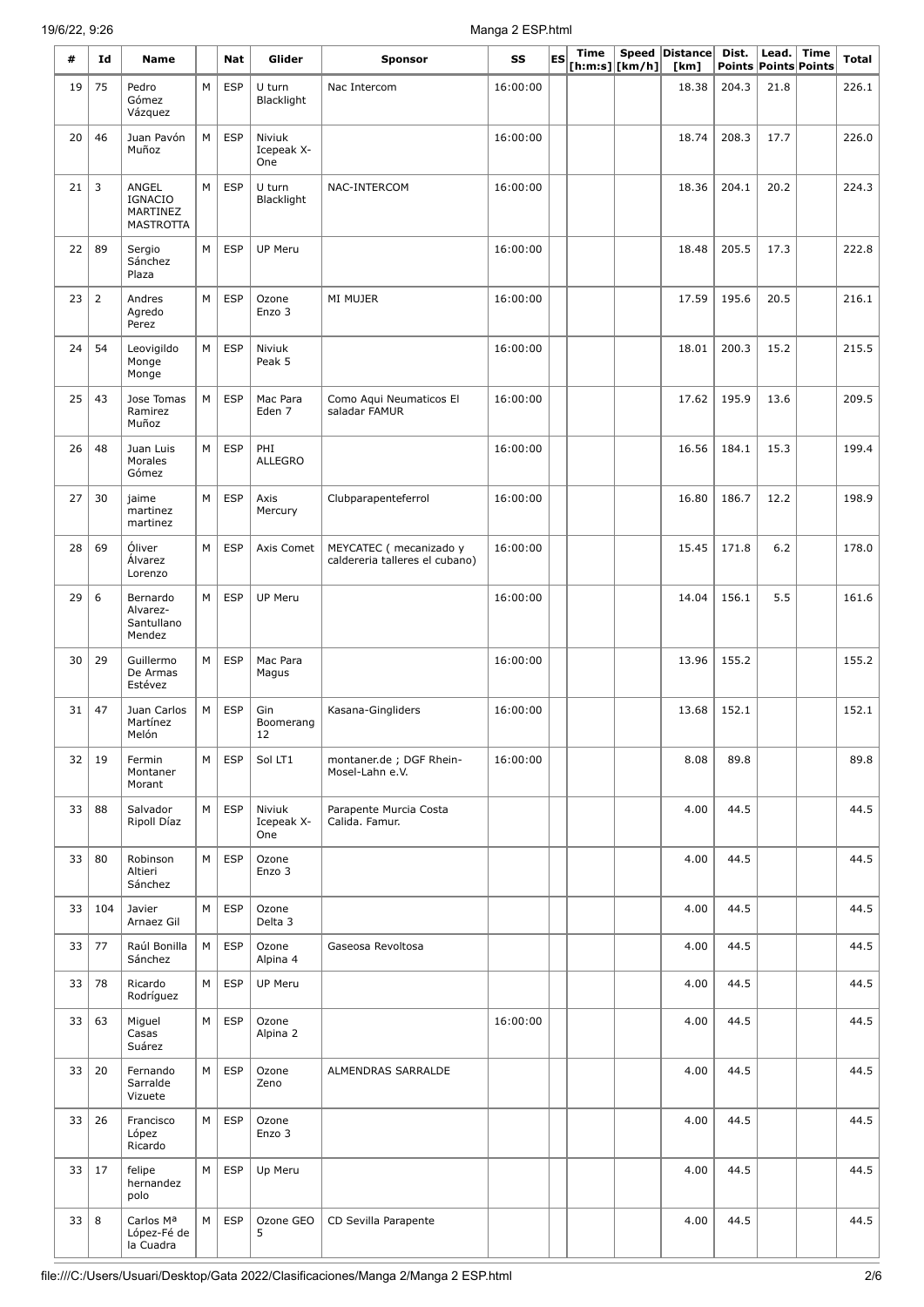| # | Id | Name | | Nat | Glider | Sponsor | SS | ES | Time [h:m:s] | Speed [km/h] | Distance [km] | Dist. Points | Lead. Points | Time Points | Total |
|---|---|---|---|---|---|---|---|---|---|---|---|---|---|---|---|
| 19 | 75 | Pedro Gómez Vázquez | M | ESP | U turn Blacklight | Nac Intercom | 16:00:00 | | | | 18.38 | 204.3 | 21.8 | | 226.1 |
| 20 | 46 | Juan Pavón Muñoz | M | ESP | Niviuk Icepeak X-One | | 16:00:00 | | | | 18.74 | 208.3 | 17.7 | | 226.0 |
| 21 | 3 | ANGEL IGNACIO MARTINEZ MASTROTTA | M | ESP | U turn Blacklight | NAC-INTERCOM | 16:00:00 | | | | 18.36 | 204.1 | 20.2 | | 224.3 |
| 22 | 89 | Sergio Sánchez Plaza | M | ESP | UP Meru | | 16:00:00 | | | | 18.48 | 205.5 | 17.3 | | 222.8 |
| 23 | 2 | Andres Agredo Perez | M | ESP | Ozone Enzo 3 | MI MUJER | 16:00:00 | | | | 17.59 | 195.6 | 20.5 | | 216.1 |
| 24 | 54 | Leovigildo Monge Monge | M | ESP | Niviuk Peak 5 | | 16:00:00 | | | | 18.01 | 200.3 | 15.2 | | 215.5 |
| 25 | 43 | Jose Tomas Ramirez Muñoz | M | ESP | Mac Para Eden 7 | Como Aqui Neumaticos El saladar FAMUR | 16:00:00 | | | | 17.62 | 195.9 | 13.6 | | 209.5 |
| 26 | 48 | Juan Luis Morales Gómez | M | ESP | PHI ALLEGRO | | 16:00:00 | | | | 16.56 | 184.1 | 15.3 | | 199.4 |
| 27 | 30 | jaime martinez martinez | M | ESP | Axis Mercury | Clubparapenteferrol | 16:00:00 | | | | 16.80 | 186.7 | 12.2 | | 198.9 |
| 28 | 69 | Óliver Álvarez Lorenzo | M | ESP | Axis Comet | MEYCATEC ( mecanizado y caldereria talleres el cubano) | 16:00:00 | | | | 15.45 | 171.8 | 6.2 | | 178.0 |
| 29 | 6 | Bernardo Alvarez-Santullano Mendez | M | ESP | UP Meru | | 16:00:00 | | | | 14.04 | 156.1 | 5.5 | | 161.6 |
| 30 | 29 | Guillermo De Armas Estévez | M | ESP | Mac Para Magus | | 16:00:00 | | | | 13.96 | 155.2 | | | 155.2 |
| 31 | 47 | Juan Carlos Martínez Melón | M | ESP | Gin Boomerang 12 | Kasana-Gingliders | 16:00:00 | | | | 13.68 | 152.1 | | | 152.1 |
| 32 | 19 | Fermin Montaner Morant | M | ESP | Sol LT1 | montaner.de ; DGF Rhein-Mosel-Lahn e.V. | 16:00:00 | | | | 8.08 | 89.8 | | | 89.8 |
| 33 | 88 | Salvador Ripoll Díaz | M | ESP | Niviuk Icepeak X-One | Parapente Murcia Costa Calida. Famur. | | | | | 4.00 | 44.5 | | | 44.5 |
| 33 | 80 | Robinson Altieri Sánchez | M | ESP | Ozone Enzo 3 | | | | | | 4.00 | 44.5 | | | 44.5 |
| 33 | 104 | Javier Arnaez Gil | M | ESP | Ozone Delta 3 | | | | | | 4.00 | 44.5 | | | 44.5 |
| 33 | 77 | Raúl Bonilla Sánchez | M | ESP | Ozone Alpina 4 | Gaseosa Revoltosa | | | | | 4.00 | 44.5 | | | 44.5 |
| 33 | 78 | Ricardo Rodríguez | M | ESP | UP Meru | | | | | | 4.00 | 44.5 | | | 44.5 |
| 33 | 63 | Miguel Casas Suárez | M | ESP | Ozone Alpina 2 | | 16:00:00 | | | | 4.00 | 44.5 | | | 44.5 |
| 33 | 20 | Fernando Sarralde Vizuete | M | ESP | Ozone Zeno | ALMENDRAS SARRALDE | | | | | 4.00 | 44.5 | | | 44.5 |
| 33 | 26 | Francisco López Ricardo | M | ESP | Ozone Enzo 3 | | | | | | 4.00 | 44.5 | | | 44.5 |
| 33 | 17 | felipe hernandez polo | M | ESP | Up Meru | | | | | | 4.00 | 44.5 | | | 44.5 |
| 33 | 8 | Carlos Mª López-Fé de la Cuadra | M | ESP | Ozone GEO 5 | CD Sevilla Parapente | | | | | 4.00 | 44.5 | | | 44.5 |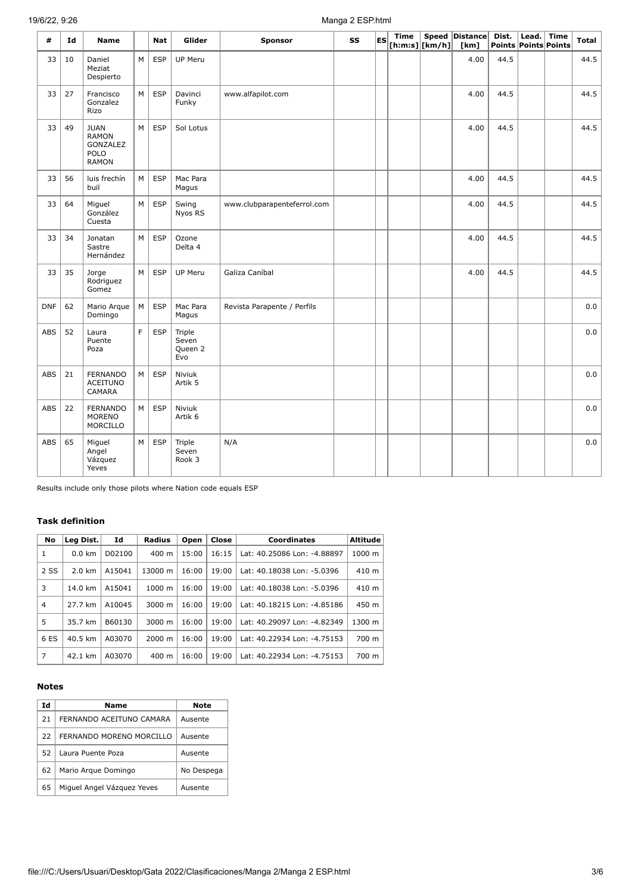| # | Id | Name | | Nat | Glider | Sponsor | SS | ES | Time [h:m:s] | Speed [km/h] | Distance [km] | Dist. Points | Lead. Points | Time Points | Total |
|---|---|---|---|---|---|---|---|---|---|---|---|---|---|---|---|
| 33 | 10 | Daniel Meziat Despierto | M | ESP | UP Meru | | | | | | 4.00 | 44.5 | | | 44.5 |
| 33 | 27 | Francisco Gonzalez Rizo | M | ESP | Davinci Funky | www.alfapilot.com | | | | | 4.00 | 44.5 | | | 44.5 |
| 33 | 49 | JUAN RAMON GONZALEZ POLO RAMON | M | ESP | Sol Lotus | | | | | | 4.00 | 44.5 | | | 44.5 |
| 33 | 56 | luis frechín buil | M | ESP | Mac Para Magus | | | | | | 4.00 | 44.5 | | | 44.5 |
| 33 | 64 | Miguel González Cuesta | M | ESP | Swing Nyos RS | www.clubparapenteferrol.com | | | | | 4.00 | 44.5 | | | 44.5 |
| 33 | 34 | Jonatan Sastre Hernández | M | ESP | Ozone Delta 4 | | | | | | 4.00 | 44.5 | | | 44.5 |
| 33 | 35 | Jorge Rodriguez Gomez | M | ESP | UP Meru | Galiza Caníbal | | | | | 4.00 | 44.5 | | | 44.5 |
| DNF | 62 | Mario Arque Domingo | M | ESP | Mac Para Magus | Revista Parapente / Perfils | | | | | | | | | 0.0 |
| ABS | 52 | Laura Puente Poza | F | ESP | Triple Seven Queen 2 Evo | | | | | | | | | | 0.0 |
| ABS | 21 | FERNANDO ACEITUNO CAMARA | M | ESP | Niviuk Artik 5 | | | | | | | | | | 0.0 |
| ABS | 22 | FERNANDO MORENO MORCILLO | M | ESP | Niviuk Artik 6 | | | | | | | | | | 0.0 |
| ABS | 65 | Miguel Angel Vázquez Yeves | M | ESP | Triple Seven Rook 3 | N/A | | | | | | | | | 0.0 |

Results include only those pilots where Nation code equals ESP

### Task definition

| No | Leg Dist. | Id | Radius | Open | Close | Coordinates | Altitude |
|---|---|---|---|---|---|---|---|
| 1 | 0.0 km | D02100 | 400 m | 15:00 | 16:15 | Lat: 40.25086 Lon: -4.88897 | 1000 m |
| 2 SS | 2.0 km | A15041 | 13000 m | 16:00 | 19:00 | Lat: 40.18038 Lon: -5.0396 | 410 m |
| 3 | 14.0 km | A15041 | 1000 m | 16:00 | 19:00 | Lat: 40.18038 Lon: -5.0396 | 410 m |
| 4 | 27.7 km | A10045 | 3000 m | 16:00 | 19:00 | Lat: 40.18215 Lon: -4.85186 | 450 m |
| 5 | 35.7 km | B60130 | 3000 m | 16:00 | 19:00 | Lat: 40.29097 Lon: -4.82349 | 1300 m |
| 6 ES | 40.5 km | A03070 | 2000 m | 16:00 | 19:00 | Lat: 40.22934 Lon: -4.75153 | 700 m |
| 7 | 42.1 km | A03070 | 400 m | 16:00 | 19:00 | Lat: 40.22934 Lon: -4.75153 | 700 m |

### Notes

| Id | Name | Note |
|---|---|---|
| 21 | FERNANDO ACEITUNO CAMARA | Ausente |
| 22 | FERNANDO MORENO MORCILLO | Ausente |
| 52 | Laura Puente Poza | Ausente |
| 62 | Mario Arque Domingo | No Despega |
| 65 | Miguel Angel Vázquez Yeves | Ausente |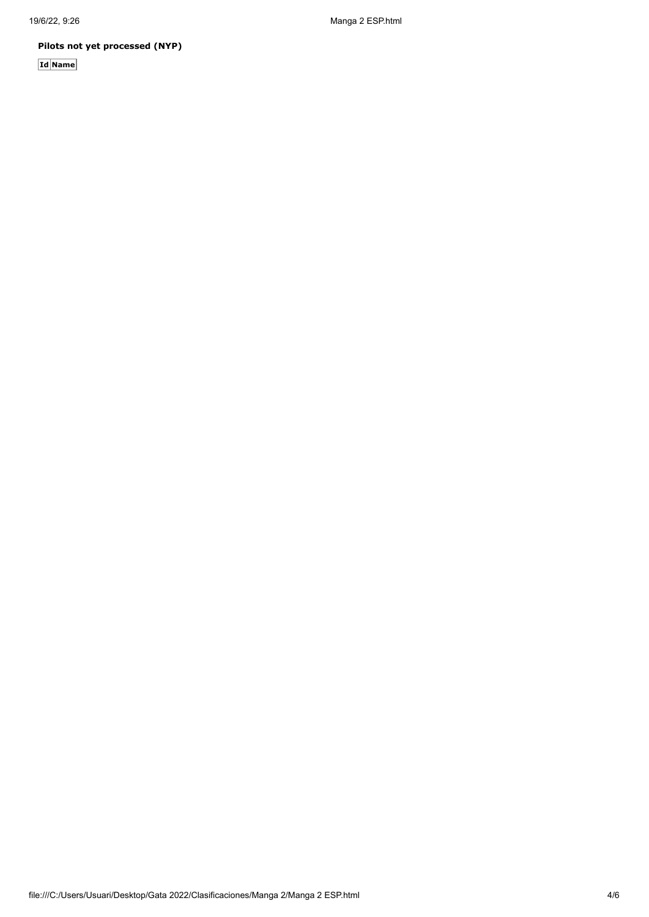**Pilots not yet processed (NYP)**

| Id | Name |
| --- | --- |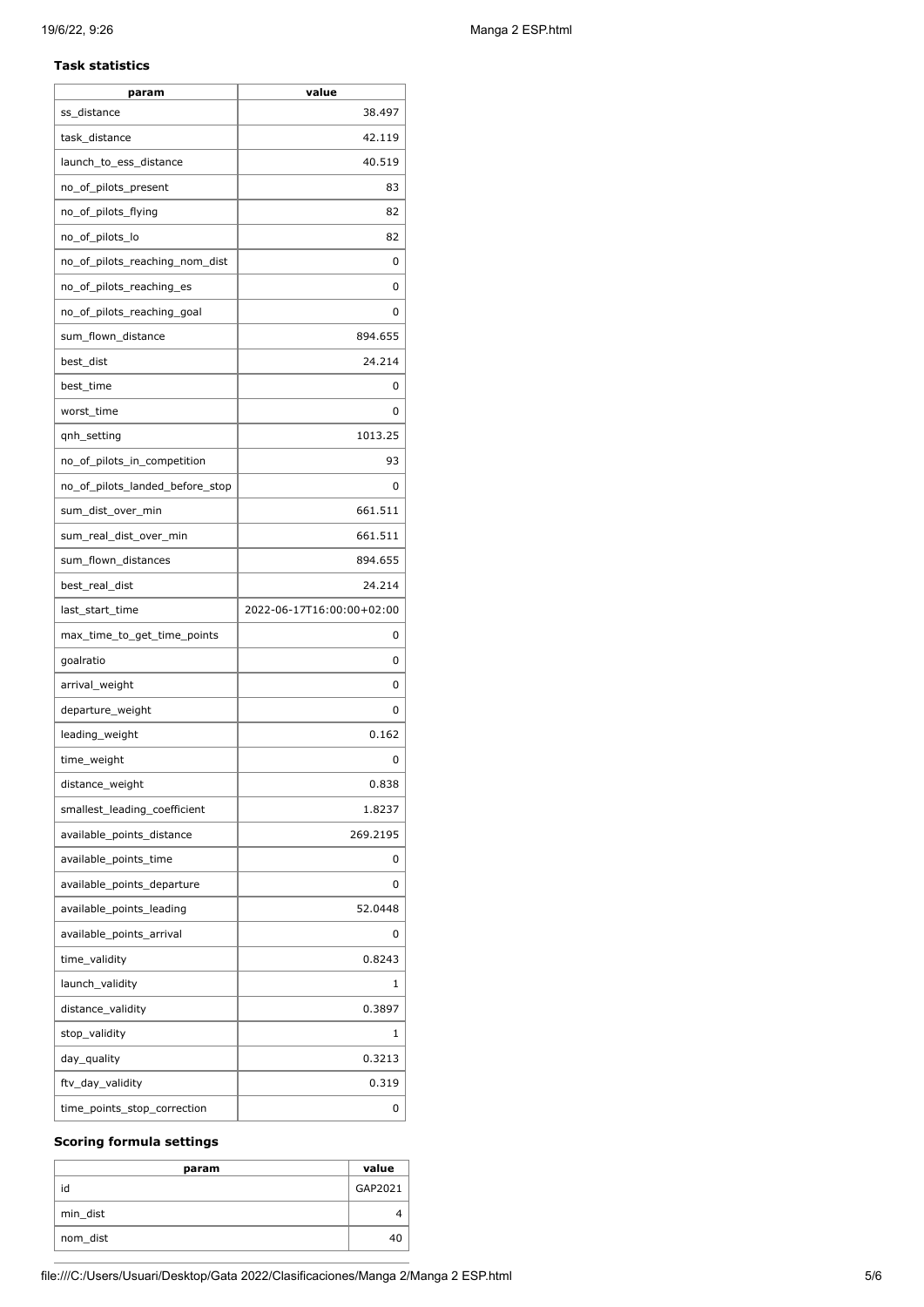### Task statistics

| param | value |
|---|---|
| ss_distance | 38.497 |
| task_distance | 42.119 |
| launch_to_ess_distance | 40.519 |
| no_of_pilots_present | 83 |
| no_of_pilots_flying | 82 |
| no_of_pilots_lo | 82 |
| no_of_pilots_reaching_nom_dist | 0 |
| no_of_pilots_reaching_es | 0 |
| no_of_pilots_reaching_goal | 0 |
| sum_flown_distance | 894.655 |
| best_dist | 24.214 |
| best_time | 0 |
| worst_time | 0 |
| qnh_setting | 1013.25 |
| no_of_pilots_in_competition | 93 |
| no_of_pilots_landed_before_stop | 0 |
| sum_dist_over_min | 661.511 |
| sum_real_dist_over_min | 661.511 |
| sum_flown_distances | 894.655 |
| best_real_dist | 24.214 |
| last_start_time | 2022-06-17T16:00:00+02:00 |
| max_time_to_get_time_points | 0 |
| goalratio | 0 |
| arrival_weight | 0 |
| departure_weight | 0 |
| leading_weight | 0.162 |
| time_weight | 0 |
| distance_weight | 0.838 |
| smallest_leading_coefficient | 1.8237 |
| available_points_distance | 269.2195 |
| available_points_time | 0 |
| available_points_departure | 0 |
| available_points_leading | 52.0448 |
| available_points_arrival | 0 |
| time_validity | 0.8243 |
| launch_validity | 1 |
| distance_validity | 0.3897 |
| stop_validity | 1 |
| day_quality | 0.3213 |
| ftv_day_validity | 0.319 |
| time_points_stop_correction | 0 |

### Scoring formula settings

| param | value |
|---|---|
| id | GAP2021 |
| min_dist | 4 |
| nom_dist | 40 |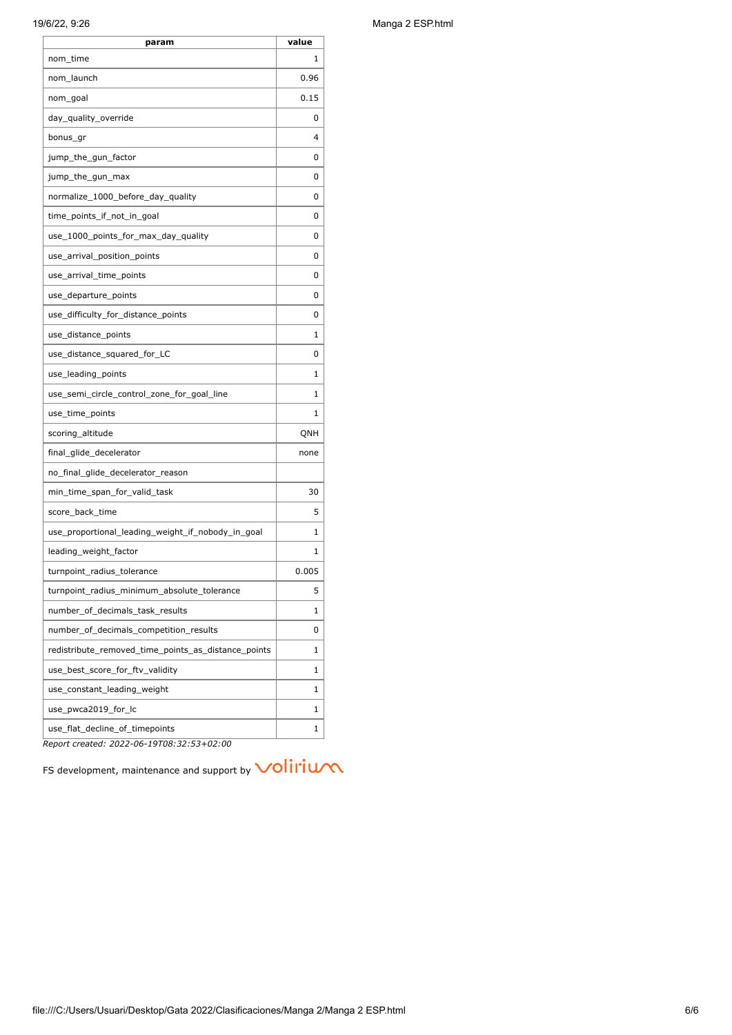| param | value |
|---|---|
| nom_time | 1 |
| nom_launch | 0.96 |
| nom_goal | 0.15 |
| day_quality_override | 0 |
| bonus_gr | 4 |
| jump_the_gun_factor | 0 |
| jump_the_gun_max | 0 |
| normalize_1000_before_day_quality | 0 |
| time_points_if_not_in_goal | 0 |
| use_1000_points_for_max_day_quality | 0 |
| use_arrival_position_points | 0 |
| use_arrival_time_points | 0 |
| use_departure_points | 0 |
| use_difficulty_for_distance_points | 0 |
| use_distance_points | 1 |
| use_distance_squared_for_LC | 0 |
| use_leading_points | 1 |
| use_semi_circle_control_zone_for_goal_line | 1 |
| use_time_points | 1 |
| scoring_altitude | QNH |
| final_glide_decelerator | none |
| no_final_glide_decelerator_reason | |
| min_time_span_for_valid_task | 30 |
| score_back_time | 5 |
| use_proportional_leading_weight_if_nobody_in_goal | 1 |
| leading_weight_factor | 1 |
| turnpoint_radius_tolerance | 0.005 |
| turnpoint_radius_minimum_absolute_tolerance | 5 |
| number_of_decimals_task_results | 1 |
| number_of_decimals_competition_results | 0 |
| redistribute_removed_time_points_as_distance_points | 1 |
| use_best_score_for_ftv_validity | 1 |
| use_constant_leading_weight | 1 |
| use_pwca2019_for_lc | 1 |
| use_flat_decline_of_timepoints | 1 |

*Report created: 2022-06-19T08:32:53+02:00*

FS development, maintenance and support by volirium